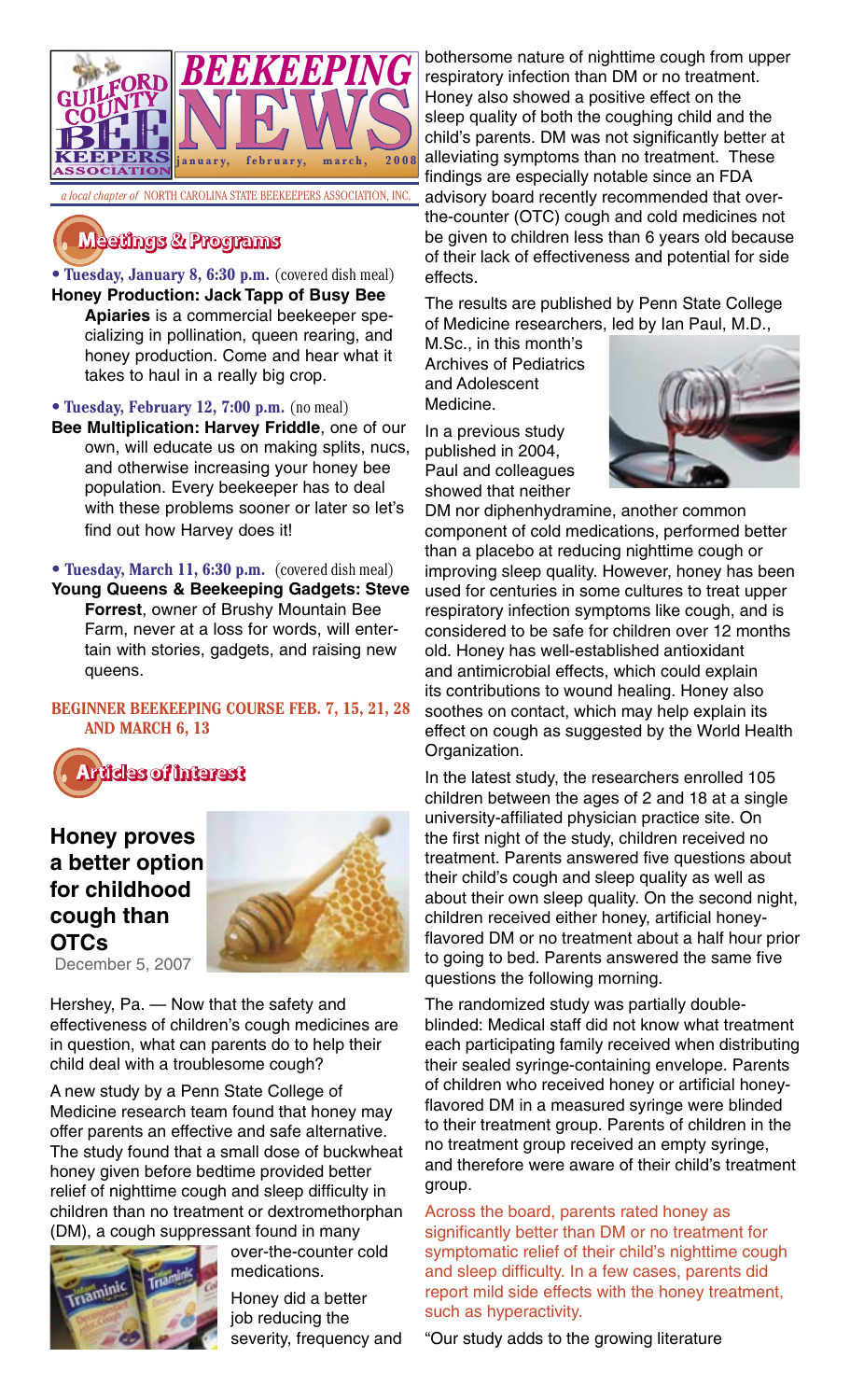# Guilford County Bee Keepers Association — BEEKEEPING NEWS

january, february, march, 2008

*a local chapter of* NORTH CAROLINA STATE BEEKEEPERS ASSOCIATION, INC.

## Meetings & Programs

**• Tuesday, January 8, 6:30 p.m.** (covered dish meal)
**Honey Production: Jack Tapp of Busy Bee Apiaries** is a commercial beekeeper specializing in pollination, queen rearing, and honey production. Come and hear what it takes to haul in a really big crop.

**• Tuesday, February 12, 7:00 p.m.** (no meal)
**Bee Multiplication: Harvey Friddle**, one of our own, will educate us on making splits, nucs, and otherwise increasing your honey bee population. Every beekeeper has to deal with these problems sooner or later so let's find out how Harvey does it!

**• Tuesday, March 11, 6:30 p.m.** (covered dish meal)
**Young Queens & Beekeeping Gadgets: Steve Forrest**, owner of Brushy Mountain Bee Farm, never at a loss for words, will entertain with stories, gadgets, and raising new queens.

**BEGINNER BEEKEEPING COURSE FEB. 7, 15, 21, 28 AND MARCH 6, 13**

## Articles of Interest

### Honey proves a better option for childhood cough than OTCs

December 5, 2007

Hershey, Pa. — Now that the safety and effectiveness of children's cough medicines are in question, what can parents do to help their child deal with a troublesome cough?

A new study by a Penn State College of Medicine research team found that honey may offer parents an effective and safe alternative. The study found that a small dose of buckwheat honey given before bedtime provided better relief of nighttime cough and sleep difficulty in children than no treatment or dextromethorphan (DM), a cough suppressant found in many over-the-counter cold medications.

Honey did a better job reducing the severity, frequency and bothersome nature of nighttime cough from upper respiratory infection than DM or no treatment. Honey also showed a positive effect on the sleep quality of both the coughing child and the child's parents. DM was not significantly better at alleviating symptoms than no treatment. These findings are especially notable since an FDA advisory board recently recommended that over-the-counter (OTC) cough and cold medicines not be given to children less than 6 years old because of their lack of effectiveness and potential for side effects.

The results are published by Penn State College of Medicine researchers, led by Ian Paul, M.D., M.Sc., in this month's Archives of Pediatrics and Adolescent Medicine.

In a previous study published in 2004, Paul and colleagues showed that neither DM nor diphenhydramine, another common component of cold medications, performed better than a placebo at reducing nighttime cough or improving sleep quality. However, honey has been used for centuries in some cultures to treat upper respiratory infection symptoms like cough, and is considered to be safe for children over 12 months old. Honey has well-established antioxidant and antimicrobial effects, which could explain its contributions to wound healing. Honey also soothes on contact, which may help explain its effect on cough as suggested by the World Health Organization.

In the latest study, the researchers enrolled 105 children between the ages of 2 and 18 at a single university-affiliated physician practice site. On the first night of the study, children received no treatment. Parents answered five questions about their child's cough and sleep quality as well as about their own sleep quality. On the second night, children received either honey, artificial honey-flavored DM or no treatment about a half hour prior to going to bed. Parents answered the same five questions the following morning.

The randomized study was partially double-blinded: Medical staff did not know what treatment each participating family received when distributing their sealed syringe-containing envelope. Parents of children who received honey or artificial honey-flavored DM in a measured syringe were blinded to their treatment group. Parents of children in the no treatment group received an empty syringe, and therefore were aware of their child's treatment group.

Across the board, parents rated honey as significantly better than DM or no treatment for symptomatic relief of their child's nighttime cough and sleep difficulty. In a few cases, parents did report mild side effects with the honey treatment, such as hyperactivity.

"Our study adds to the growing literature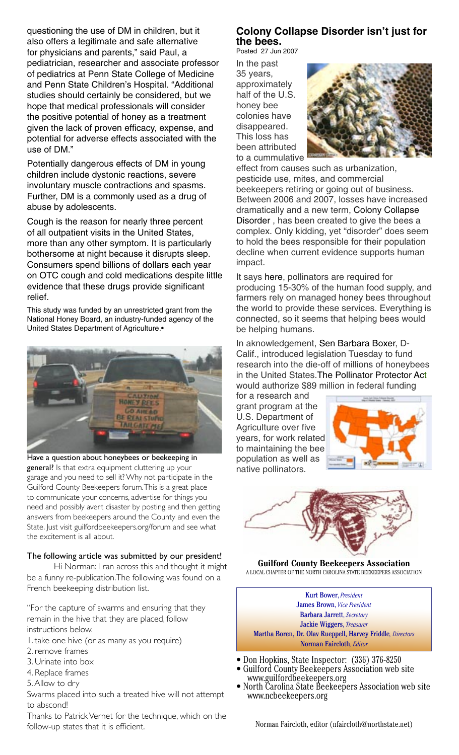questioning the use of DM in children, but it also offers a legitimate and safe alternative for physicians and parents," said Paul, a pediatrician, researcher and associate professor of pediatrics at Penn State College of Medicine and Penn State Children's Hospital. "Additional studies should certainly be considered, but we hope that medical professionals will consider the positive potential of honey as a treatment given the lack of proven efficacy, expense, and potential for adverse effects associated with the use of DM."

Potentially dangerous effects of DM in young children include dystonic reactions, severe involuntary muscle contractions and spasms. Further, DM is a commonly used as a drug of abuse by adolescents.

Cough is the reason for nearly three percent of all outpatient visits in the United States, more than any other symptom. It is particularly bothersome at night because it disrupts sleep. Consumers spend billions of dollars each year on OTC cough and cold medications despite little evidence that these drugs provide significant relief.

This study was funded by an unrestricted grant from the National Honey Board, an industry-funded agency of the United States Department of Agriculture.•

**Have a question about honeybees or beekeeping in general?** Is that extra equipment cluttering up your garage and you need to sell it? Why not participate in the Guilford County Beekeepers forum. This is a great place to communicate your concerns, advertise for things you need and possibly avert disaster by posting and then getting answers from beekeepers around the County and even the State. Just visit guilfordbeekeepers.org/forum and see what the excitement is all about.

**The following article was submitted by our president!**

Hi Norman: I ran across this and thought it might be a funny re-publication. The following was found on a French beekeeping distribution list.

"For the capture of swarms and ensuring that they remain in the hive that they are placed, follow instructions below.

1. take one hive (or as many as you require)
2. remove frames
3. Urinate into box
4. Replace frames
5. Allow to dry

Swarms placed into such a treated hive will not attempt to abscond!

Thanks to Patrick Vernet for the technique, which on the follow-up states that it is efficient.

## Colony Collapse Disorder isn't just for the bees.

Posted 27 Jun 2007

In the past 35 years, approximately half of the U.S. honey bee colonies have disappeared. This loss has been attributed to a cummulative effect from causes such as urbanization, pesticide use, mites, and commercial beekeepers retiring or going out of business. Between 2006 and 2007, losses have increased dramatically and a new term, Colony Collapse Disorder , has been created to give the bees a complex. Only kidding, yet "disorder" does seem to hold the bees responsible for their population decline when current evidence supports human impact.

It says here, pollinators are required for producing 15-30% of the human food supply, and farmers rely on managed honey bees throughout the world to provide these services. Everything is connected, so it seems that helping bees would be helping humans.

In aknowledgement, Sen Barbara Boxer, D-Calif., introduced legislation Tuesday to fund research into the die-off of millions of honeybees in the United States. The Pollinator Protector Act would authorize $89 million in federal funding for a research and grant program at the U.S. Department of Agriculture over five years, for work related to maintaining the bee population as well as native pollinators.

**Guilford County Beekeepers Association**
A LOCAL CHAPTER OF THE NORTH CAROLINA STATE BEEKEEPERS ASSOCIATION

Kurt Bower, *President*
James Brown, *Vice President*
Barbara Jarrett, *Secretary*
Jackie Wiggers, *Treasurer*
Martha Boren, Dr. Olav Rueppell, Harvey Friddle, *Directors*
Norman Faircloth, *Editor*

- Don Hopkins, State Inspector: (336) 376-8250
- Guilford County Beekeepers Association web site www.guilfordbeekeepers.org
- North Carolina State Beekeepers Association web site www.ncbeekeepers.org

Norman Faircloth, editor (nfaircloth@northstate.net)